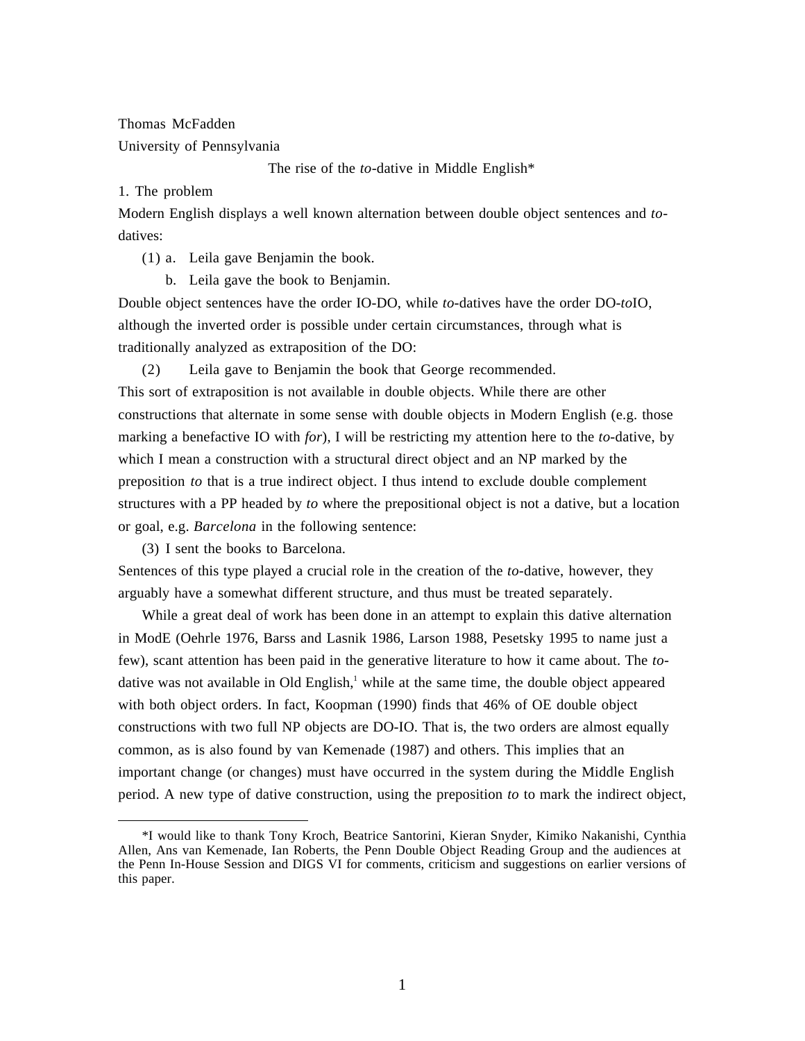Thomas McFadden

University of Pennsylvania

# The rise of the *to*-dative in Middle English*

## 1. The problem

Modern English displays a well known alternation between double object sentences and *to*-datives:

(1) a. Leila gave Benjamin the book.

  b. Leila gave the book to Benjamin.

Double object sentences have the order IO-DO, while *to*-datives have the order DO-*to*IO, although the inverted order is possible under certain circumstances, through what is traditionally analyzed as extraposition of the DO:

(2) Leila gave to Benjamin the book that George recommended.

This sort of extraposition is not available in double objects. While there are other constructions that alternate in some sense with double objects in Modern English (e.g. those marking a benefactive IO with *for*), I will be restricting my attention here to the *to*-dative, by which I mean a construction with a structural direct object and an NP marked by the preposition *to* that is a true indirect object. I thus intend to exclude double complement structures with a PP headed by *to* where the prepositional object is not a dative, but a location or goal, e.g. *Barcelona* in the following sentence:

(3) I sent the books to Barcelona.

Sentences of this type played a crucial role in the creation of the *to*-dative, however, they arguably have a somewhat different structure, and thus must be treated separately.

While a great deal of work has been done in an attempt to explain this dative alternation in ModE (Oehrle 1976, Barss and Lasnik 1986, Larson 1988, Pesetsky 1995 to name just a few), scant attention has been paid in the generative literature to how it came about. The *to*-dative was not available in Old English,[1] while at the same time, the double object appeared with both object orders. In fact, Koopman (1990) finds that 46% of OE double object constructions with two full NP objects are DO-IO. That is, the two orders are almost equally common, as is also found by van Kemenade (1987) and others. This implies that an important change (or changes) must have occurred in the system during the Middle English period. A new type of dative construction, using the preposition *to* to mark the indirect object,

---

*I would like to thank Tony Kroch, Beatrice Santorini, Kieran Snyder, Kimiko Nakanishi, Cynthia Allen, Ans van Kemenade, Ian Roberts, the Penn Double Object Reading Group and the audiences at the Penn In-House Session and DIGS VI for comments, criticism and suggestions on earlier versions of this paper.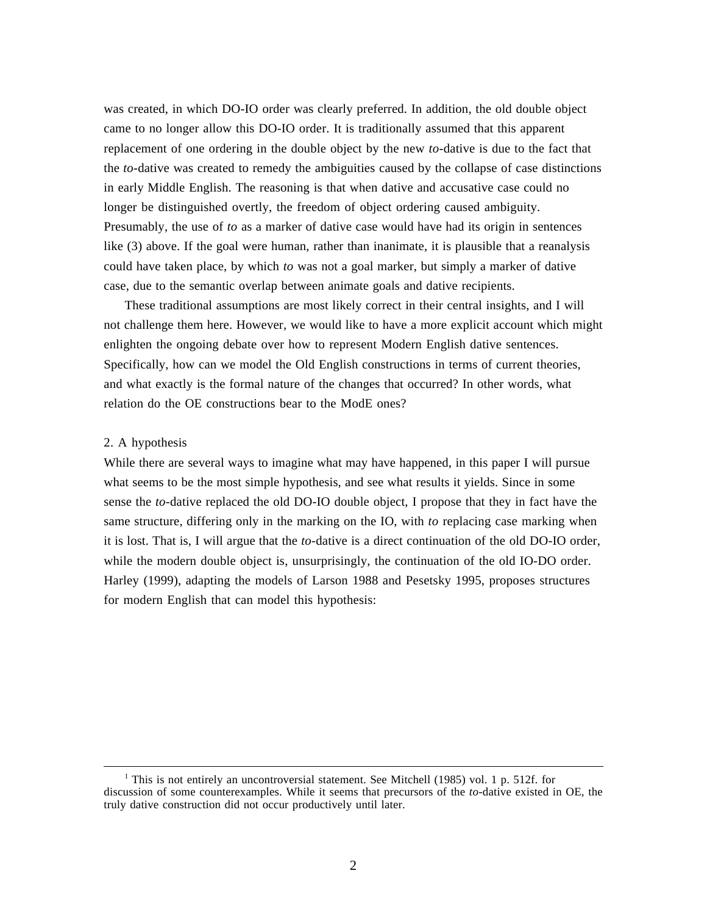was created, in which DO-IO order was clearly preferred. In addition, the old double object came to no longer allow this DO-IO order. It is traditionally assumed that this apparent replacement of one ordering in the double object by the new *to*-dative is due to the fact that the *to*-dative was created to remedy the ambiguities caused by the collapse of case distinctions in early Middle English. The reasoning is that when dative and accusative case could no longer be distinguished overtly, the freedom of object ordering caused ambiguity. Presumably, the use of *to* as a marker of dative case would have had its origin in sentences like (3) above. If the goal were human, rather than inanimate, it is plausible that a reanalysis could have taken place, by which *to* was not a goal marker, but simply a marker of dative case, due to the semantic overlap between animate goals and dative recipients.

These traditional assumptions are most likely correct in their central insights, and I will not challenge them here. However, we would like to have a more explicit account which might enlighten the ongoing debate over how to represent Modern English dative sentences. Specifically, how can we model the Old English constructions in terms of current theories, and what exactly is the formal nature of the changes that occurred? In other words, what relation do the OE constructions bear to the ModE ones?

## 2. A hypothesis

While there are several ways to imagine what may have happened, in this paper I will pursue what seems to be the most simple hypothesis, and see what results it yields. Since in some sense the *to*-dative replaced the old DO-IO double object, I propose that they in fact have the same structure, differing only in the marking on the IO, with *to* replacing case marking when it is lost. That is, I will argue that the *to*-dative is a direct continuation of the old DO-IO order, while the modern double object is, unsurprisingly, the continuation of the old IO-DO order. Harley (1999), adapting the models of Larson 1988 and Pesetsky 1995, proposes structures for modern English that can model this hypothesis:

---

[1] This is not entirely an uncontroversial statement. See Mitchell (1985) vol. 1 p. 512f. for discussion of some counterexamples. While it seems that precursors of the *to*-dative existed in OE, the truly dative construction did not occur productively until later.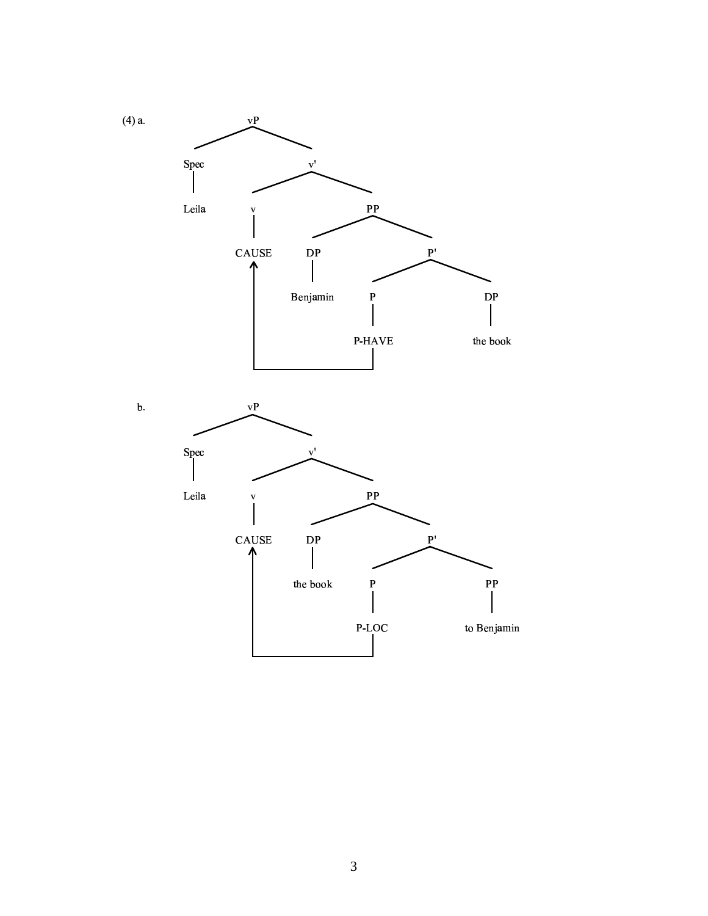(4) a.

```
vP
├── Spec
│   └── Leila
└── v'
    ├── v
    │   └── CAUSE  ←──────────┐
    └── PP                    │
        ├── DP                │
        │   └── Benjamin      │
        └── P'                │
            ├── P             │
            │   └── P-HAVE ───┘
            └── DP
                └── the book
```

b.

```
vP
├── Spec
│   └── Leila
└── v'
    ├── v
    │   └── CAUSE  ←──────────┐
    └── PP                    │
        ├── DP                │
        │   └── the book      │
        └── P'                │
            ├── P             │
            │   └── P-LOC ────┘
            └── PP
                └── to Benjamin
```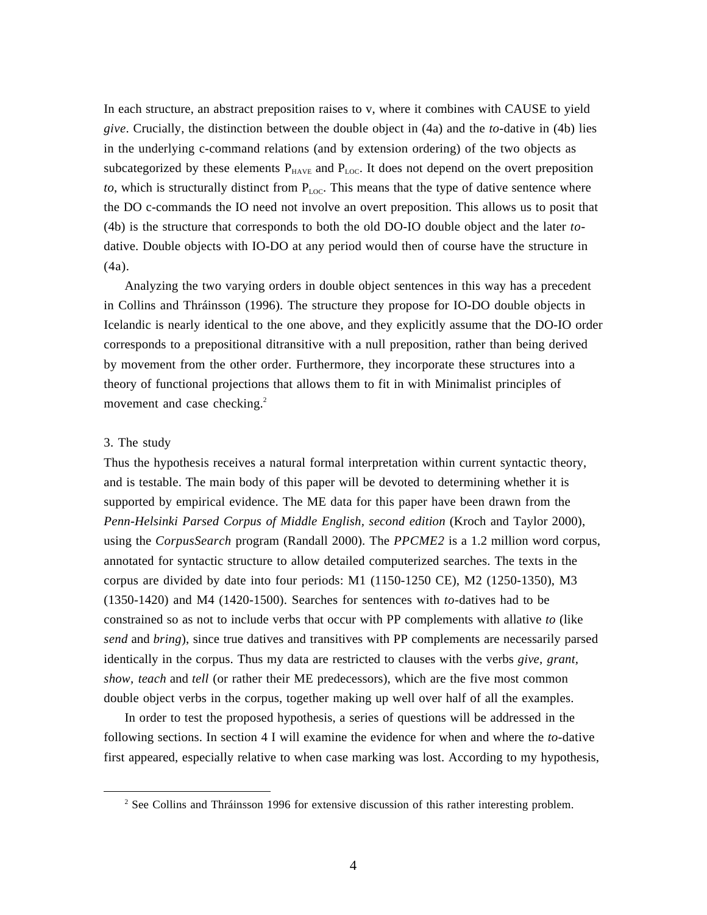In each structure, an abstract preposition raises to v, where it combines with CAUSE to yield *give*. Crucially, the distinction between the double object in (4a) and the *to*-dative in (4b) lies in the underlying c-command relations (and by extension ordering) of the two objects as subcategorized by these elements $P_{HAVE}$ and $P_{LOC}$. It does not depend on the overt preposition *to*, which is structurally distinct from $P_{LOC}$. This means that the type of dative sentence where the DO c-commands the IO need not involve an overt preposition. This allows us to posit that (4b) is the structure that corresponds to both the old DO-IO double object and the later *to*-dative. Double objects with IO-DO at any period would then of course have the structure in (4a).

Analyzing the two varying orders in double object sentences in this way has a precedent in Collins and Thráinsson (1996). The structure they propose for IO-DO double objects in Icelandic is nearly identical to the one above, and they explicitly assume that the DO-IO order corresponds to a prepositional ditransitive with a null preposition, rather than being derived by movement from the other order. Furthermore, they incorporate these structures into a theory of functional projections that allows them to fit in with Minimalist principles of movement and case checking.[2]

## 3. The study

Thus the hypothesis receives a natural formal interpretation within current syntactic theory, and is testable. The main body of this paper will be devoted to determining whether it is supported by empirical evidence. The ME data for this paper have been drawn from the *Penn-Helsinki Parsed Corpus of Middle English, second edition* (Kroch and Taylor 2000), using the *CorpusSearch* program (Randall 2000). The *PPCME2* is a 1.2 million word corpus, annotated for syntactic structure to allow detailed computerized searches. The texts in the corpus are divided by date into four periods: M1 (1150-1250 CE), M2 (1250-1350), M3 (1350-1420) and M4 (1420-1500). Searches for sentences with *to*-datives had to be constrained so as not to include verbs that occur with PP complements with allative *to* (like *send* and *bring*), since true datives and transitives with PP complements are necessarily parsed identically in the corpus. Thus my data are restricted to clauses with the verbs *give, grant, show, teach* and *tell* (or rather their ME predecessors), which are the five most common double object verbs in the corpus, together making up well over half of all the examples.

In order to test the proposed hypothesis, a series of questions will be addressed in the following sections. In section 4 I will examine the evidence for when and where the *to*-dative first appeared, especially relative to when case marking was lost. According to my hypothesis,

[2] See Collins and Thráinsson 1996 for extensive discussion of this rather interesting problem.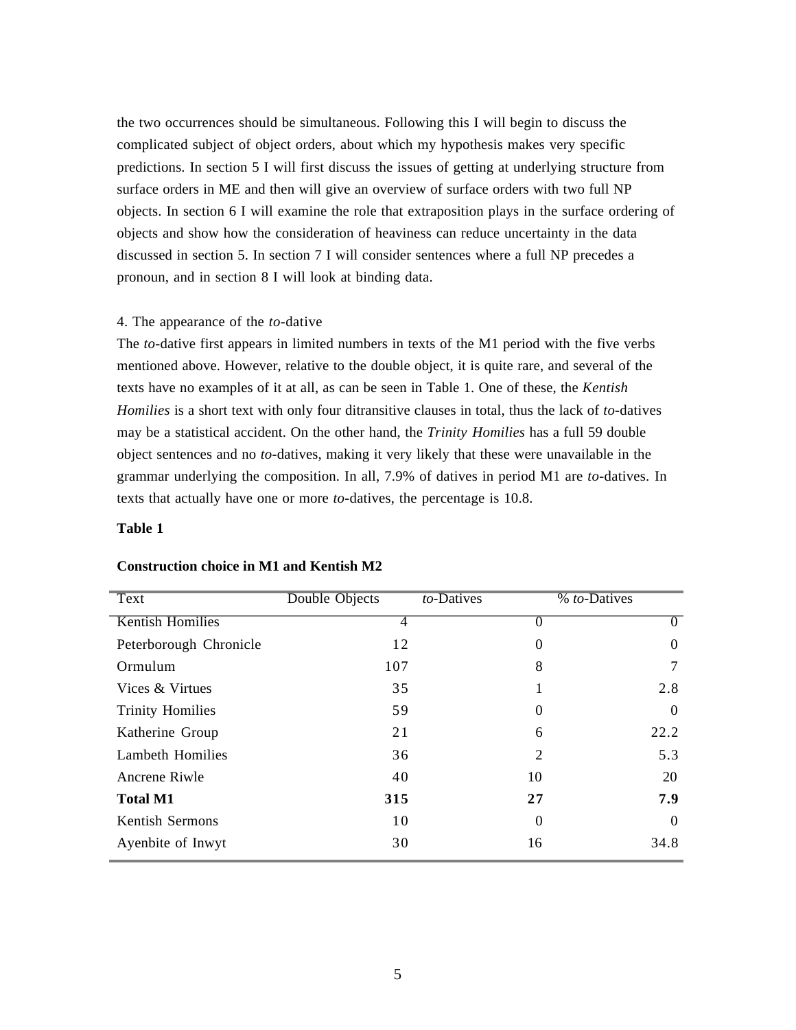the two occurrences should be simultaneous. Following this I will begin to discuss the complicated subject of object orders, about which my hypothesis makes very specific predictions. In section 5 I will first discuss the issues of getting at underlying structure from surface orders in ME and then will give an overview of surface orders with two full NP objects. In section 6 I will examine the role that extraposition plays in the surface ordering of objects and show how the consideration of heaviness can reduce uncertainty in the data discussed in section 5. In section 7 I will consider sentences where a full NP precedes a pronoun, and in section 8 I will look at binding data.

## 4. The appearance of the *to*-dative

The *to*-dative first appears in limited numbers in texts of the M1 period with the five verbs mentioned above. However, relative to the double object, it is quite rare, and several of the texts have no examples of it at all, as can be seen in Table 1. One of these, the *Kentish Homilies* is a short text with only four ditransitive clauses in total, thus the lack of *to*-datives may be a statistical accident. On the other hand, the *Trinity Homilies* has a full 59 double object sentences and no *to*-datives, making it very likely that these were unavailable in the grammar underlying the composition. In all, 7.9% of datives in period M1 are *to*-datives. In texts that actually have one or more *to*-datives, the percentage is 10.8.

**Table 1**

**Construction choice in M1 and Kentish M2**

| Text | Double Objects | *to*-Datives | % *to*-Datives |
|---|---|---|---|
| Kentish Homilies | 4 | 0 | 0 |
| Peterborough Chronicle | 12 | 0 | 0 |
| Ormulum | 107 | 8 | 7 |
| Vices & Virtues | 35 | 1 | 2.8 |
| Trinity Homilies | 59 | 0 | 0 |
| Katherine Group | 21 | 6 | 22.2 |
| Lambeth Homilies | 36 | 2 | 5.3 |
| Ancrene Riwle | 40 | 10 | 20 |
| **Total M1** | **315** | **27** | **7.9** |
| Kentish Sermons | 10 | 0 | 0 |
| Ayenbite of Inwyt | 30 | 16 | 34.8 |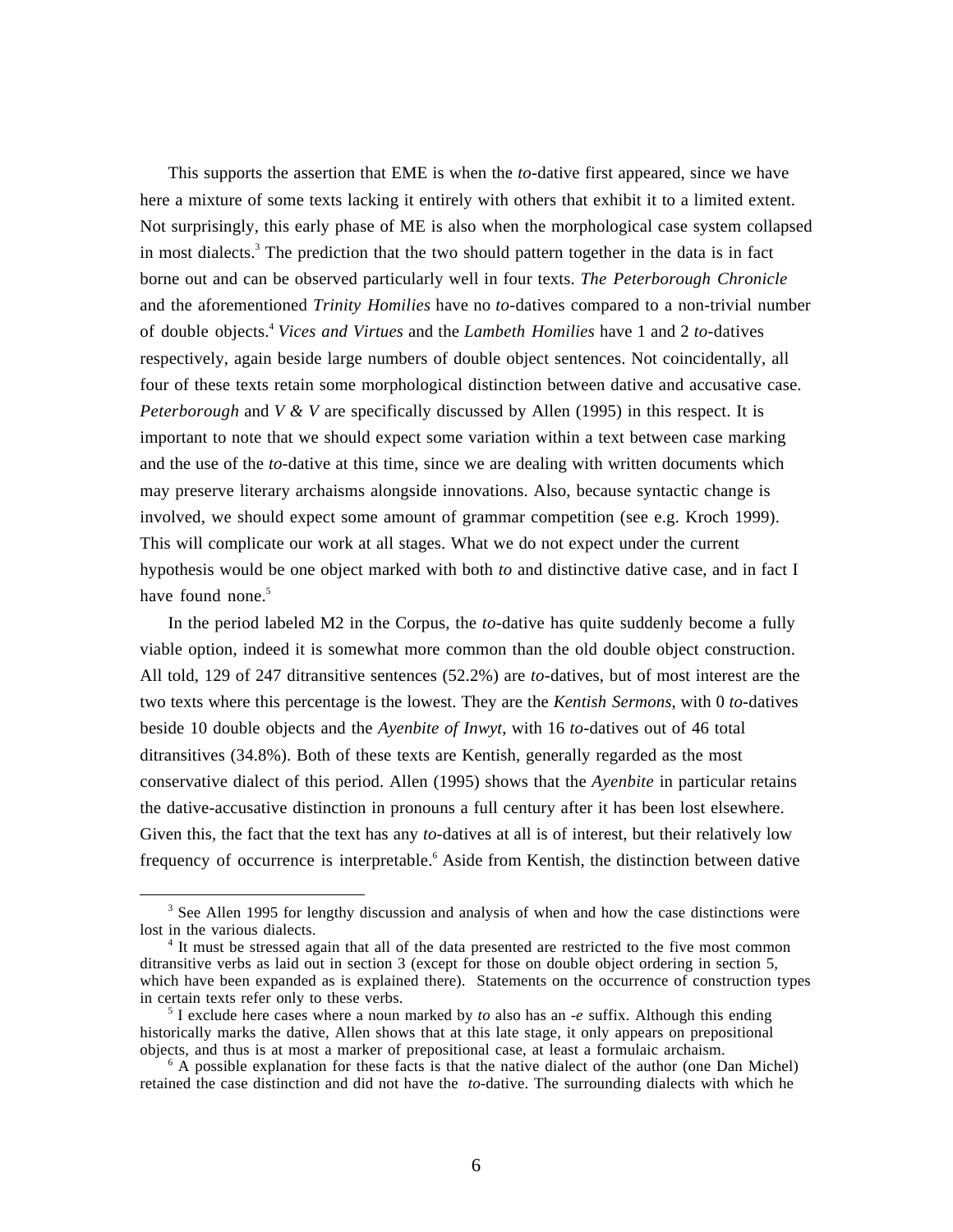This supports the assertion that EME is when the *to*-dative first appeared, since we have here a mixture of some texts lacking it entirely with others that exhibit it to a limited extent. Not surprisingly, this early phase of ME is also when the morphological case system collapsed in most dialects.[3] The prediction that the two should pattern together in the data is in fact borne out and can be observed particularly well in four texts. *The Peterborough Chronicle* and the aforementioned *Trinity Homilies* have no *to*-datives compared to a non-trivial number of double objects.[4] *Vices and Virtues* and the *Lambeth Homilies* have 1 and 2 *to*-datives respectively, again beside large numbers of double object sentences. Not coincidentally, all four of these texts retain some morphological distinction between dative and accusative case. *Peterborough* and *V & V* are specifically discussed by Allen (1995) in this respect. It is important to note that we should expect some variation within a text between case marking and the use of the *to*-dative at this time, since we are dealing with written documents which may preserve literary archaisms alongside innovations. Also, because syntactic change is involved, we should expect some amount of grammar competition (see e.g. Kroch 1999). This will complicate our work at all stages. What we do not expect under the current hypothesis would be one object marked with both *to* and distinctive dative case, and in fact I have found none.[5]

In the period labeled M2 in the Corpus, the *to*-dative has quite suddenly become a fully viable option, indeed it is somewhat more common than the old double object construction. All told, 129 of 247 ditransitive sentences (52.2%) are *to*-datives, but of most interest are the two texts where this percentage is the lowest. They are the *Kentish Sermons*, with 0 *to*-datives beside 10 double objects and the *Ayenbite of Inwyt*, with 16 *to*-datives out of 46 total ditransitives (34.8%). Both of these texts are Kentish, generally regarded as the most conservative dialect of this period. Allen (1995) shows that the *Ayenbite* in particular retains the dative-accusative distinction in pronouns a full century after it has been lost elsewhere. Given this, the fact that the text has any *to*-datives at all is of interest, but their relatively low frequency of occurrence is interpretable.[6] Aside from Kentish, the distinction between dative

---

[3] See Allen 1995 for lengthy discussion and analysis of when and how the case distinctions were lost in the various dialects.

[4] It must be stressed again that all of the data presented are restricted to the five most common ditransitive verbs as laid out in section 3 (except for those on double object ordering in section 5, which have been expanded as is explained there). Statements on the occurrence of construction types in certain texts refer only to these verbs.

[5] I exclude here cases where a noun marked by *to* also has an *-e* suffix. Although this ending historically marks the dative, Allen shows that at this late stage, it only appears on prepositional objects, and thus is at most a marker of prepositional case, at least a formulaic archaism.

[6] A possible explanation for these facts is that the native dialect of the author (one Dan Michel) retained the case distinction and did not have the *to*-dative. The surrounding dialects with which he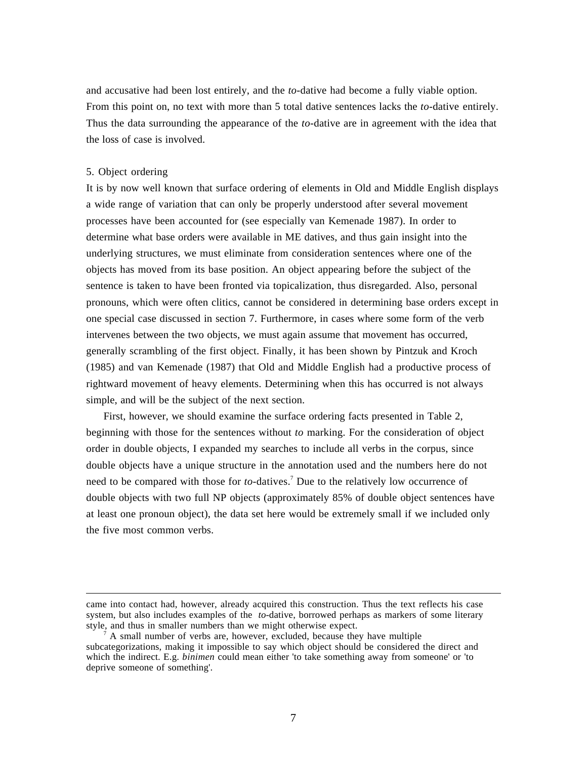and accusative had been lost entirely, and the *to*-dative had become a fully viable option. From this point on, no text with more than 5 total dative sentences lacks the *to*-dative entirely. Thus the data surrounding the appearance of the *to*-dative are in agreement with the idea that the loss of case is involved.

5. Object ordering

It is by now well known that surface ordering of elements in Old and Middle English displays a wide range of variation that can only be properly understood after several movement processes have been accounted for (see especially van Kemenade 1987). In order to determine what base orders were available in ME datives, and thus gain insight into the underlying structures, we must eliminate from consideration sentences where one of the objects has moved from its base position. An object appearing before the subject of the sentence is taken to have been fronted via topicalization, thus disregarded. Also, personal pronouns, which were often clitics, cannot be considered in determining base orders except in one special case discussed in section 7. Furthermore, in cases where some form of the verb intervenes between the two objects, we must again assume that movement has occurred, generally scrambling of the first object. Finally, it has been shown by Pintzuk and Kroch (1985) and van Kemenade (1987) that Old and Middle English had a productive process of rightward movement of heavy elements. Determining when this has occurred is not always simple, and will be the subject of the next section.

First, however, we should examine the surface ordering facts presented in Table 2, beginning with those for the sentences without *to* marking. For the consideration of object order in double objects, I expanded my searches to include all verbs in the corpus, since double objects have a unique structure in the annotation used and the numbers here do not need to be compared with those for *to*-datives.[7] Due to the relatively low occurrence of double objects with two full NP objects (approximately 85% of double object sentences have at least one pronoun object), the data set here would be extremely small if we included only the five most common verbs.

---

came into contact had, however, already acquired this construction. Thus the text reflects his case system, but also includes examples of the *to*-dative, borrowed perhaps as markers of some literary style, and thus in smaller numbers than we might otherwise expect.

[7] A small number of verbs are, however, excluded, because they have multiple subcategorizations, making it impossible to say which object should be considered the direct and which the indirect. E.g. *binimen* could mean either 'to take something away from someone' or 'to deprive someone of something'.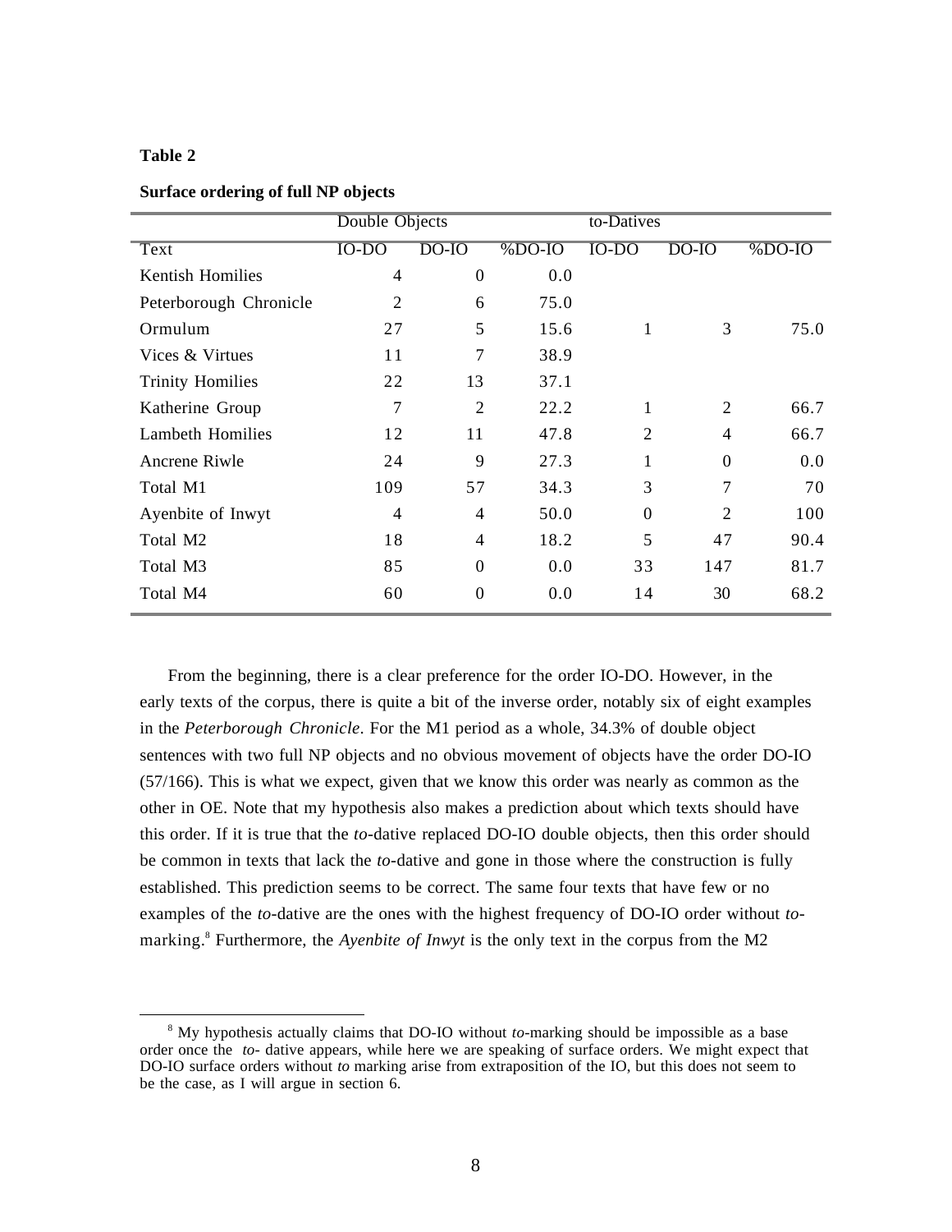**Table 2**

**Surface ordering of full NP objects**

| | Double Objects | | | to-Datives | | |
|---|---|---|---|---|---|---|
| Text | IO-DO | DO-IO | %DO-IO | IO-DO | DO-IO | %DO-IO |
| Kentish Homilies | 4 | 0 | 0.0 | | | |
| Peterborough Chronicle | 2 | 6 | 75.0 | | | |
| Ormulum | 27 | 5 | 15.6 | 1 | 3 | 75.0 |
| Vices & Virtues | 11 | 7 | 38.9 | | | |
| Trinity Homilies | 22 | 13 | 37.1 | | | |
| Katherine Group | 7 | 2 | 22.2 | 1 | 2 | 66.7 |
| Lambeth Homilies | 12 | 11 | 47.8 | 2 | 4 | 66.7 |
| Ancrene Riwle | 24 | 9 | 27.3 | 1 | 0 | 0.0 |
| Total M1 | 109 | 57 | 34.3 | 3 | 7 | 70 |
| Ayenbite of Inwyt | 4 | 4 | 50.0 | 0 | 2 | 100 |
| Total M2 | 18 | 4 | 18.2 | 5 | 47 | 90.4 |
| Total M3 | 85 | 0 | 0.0 | 33 | 147 | 81.7 |
| Total M4 | 60 | 0 | 0.0 | 14 | 30 | 68.2 |

From the beginning, there is a clear preference for the order IO-DO. However, in the early texts of the corpus, there is quite a bit of the inverse order, notably six of eight examples in the *Peterborough Chronicle*. For the M1 period as a whole, 34.3% of double object sentences with two full NP objects and no obvious movement of objects have the order DO-IO (57/166). This is what we expect, given that we know this order was nearly as common as the other in OE. Note that my hypothesis also makes a prediction about which texts should have this order. If it is true that the *to*-dative replaced DO-IO double objects, then this order should be common in texts that lack the *to*-dative and gone in those where the construction is fully established. This prediction seems to be correct. The same four texts that have few or no examples of the *to*-dative are the ones with the highest frequency of DO-IO order without *to*-marking.[8] Furthermore, the *Ayenbite of Inwyt* is the only text in the corpus from the M2

[8] My hypothesis actually claims that DO-IO without *to*-marking should be impossible as a base order once the *to*- dative appears, while here we are speaking of surface orders. We might expect that DO-IO surface orders without *to* marking arise from extraposition of the IO, but this does not seem to be the case, as I will argue in section 6.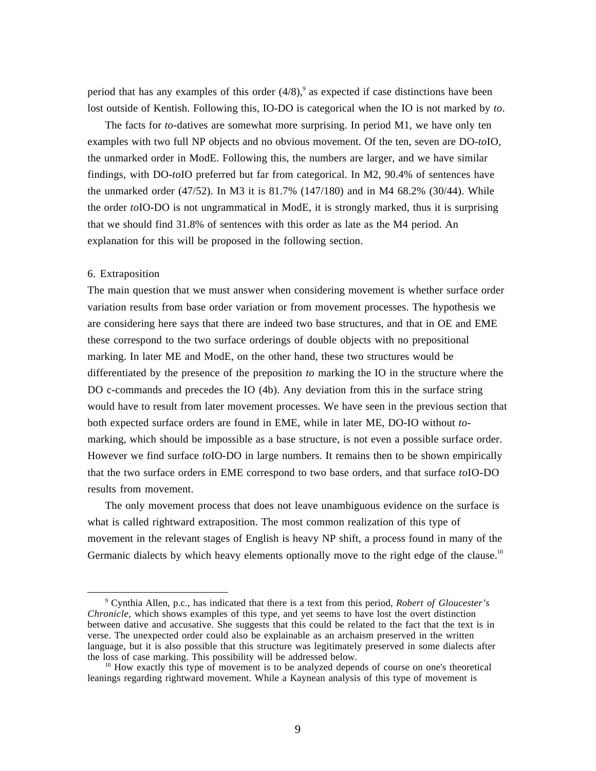period that has any examples of this order (4/8),[9] as expected if case distinctions have been lost outside of Kentish. Following this, IO-DO is categorical when the IO is not marked by *to*.

The facts for *to*-datives are somewhat more surprising. In period M1, we have only ten examples with two full NP objects and no obvious movement. Of the ten, seven are DO-*to*IO, the unmarked order in ModE. Following this, the numbers are larger, and we have similar findings, with DO-*to*IO preferred but far from categorical. In M2, 90.4% of sentences have the unmarked order (47/52). In M3 it is 81.7% (147/180) and in M4 68.2% (30/44). While the order *to*IO-DO is not ungrammatical in ModE, it is strongly marked, thus it is surprising that we should find 31.8% of sentences with this order as late as the M4 period. An explanation for this will be proposed in the following section.

## 6. Extraposition

The main question that we must answer when considering movement is whether surface order variation results from base order variation or from movement processes. The hypothesis we are considering here says that there are indeed two base structures, and that in OE and EME these correspond to the two surface orderings of double objects with no prepositional marking. In later ME and ModE, on the other hand, these two structures would be differentiated by the presence of the preposition *to* marking the IO in the structure where the DO c-commands and precedes the IO (4b). Any deviation from this in the surface string would have to result from later movement processes. We have seen in the previous section that both expected surface orders are found in EME, while in later ME, DO-IO without *to*-marking, which should be impossible as a base structure, is not even a possible surface order. However we find surface *to*IO-DO in large numbers. It remains then to be shown empirically that the two surface orders in EME correspond to two base orders, and that surface *to*IO-DO results from movement.

The only movement process that does not leave unambiguous evidence on the surface is what is called rightward extraposition. The most common realization of this type of movement in the relevant stages of English is heavy NP shift, a process found in many of the Germanic dialects by which heavy elements optionally move to the right edge of the clause.[10]

---

[9] Cynthia Allen, p.c., has indicated that there is a text from this period, *Robert of Gloucester's Chronicle,* which shows examples of this type, and yet seems to have lost the overt distinction between dative and accusative. She suggests that this could be related to the fact that the text is in verse. The unexpected order could also be explainable as an archaism preserved in the written language, but it is also possible that this structure was legitimately preserved in some dialects after the loss of case marking. This possibility will be addressed below.

[10] How exactly this type of movement is to be analyzed depends of course on one's theoretical leanings regarding rightward movement. While a Kaynean analysis of this type of movement is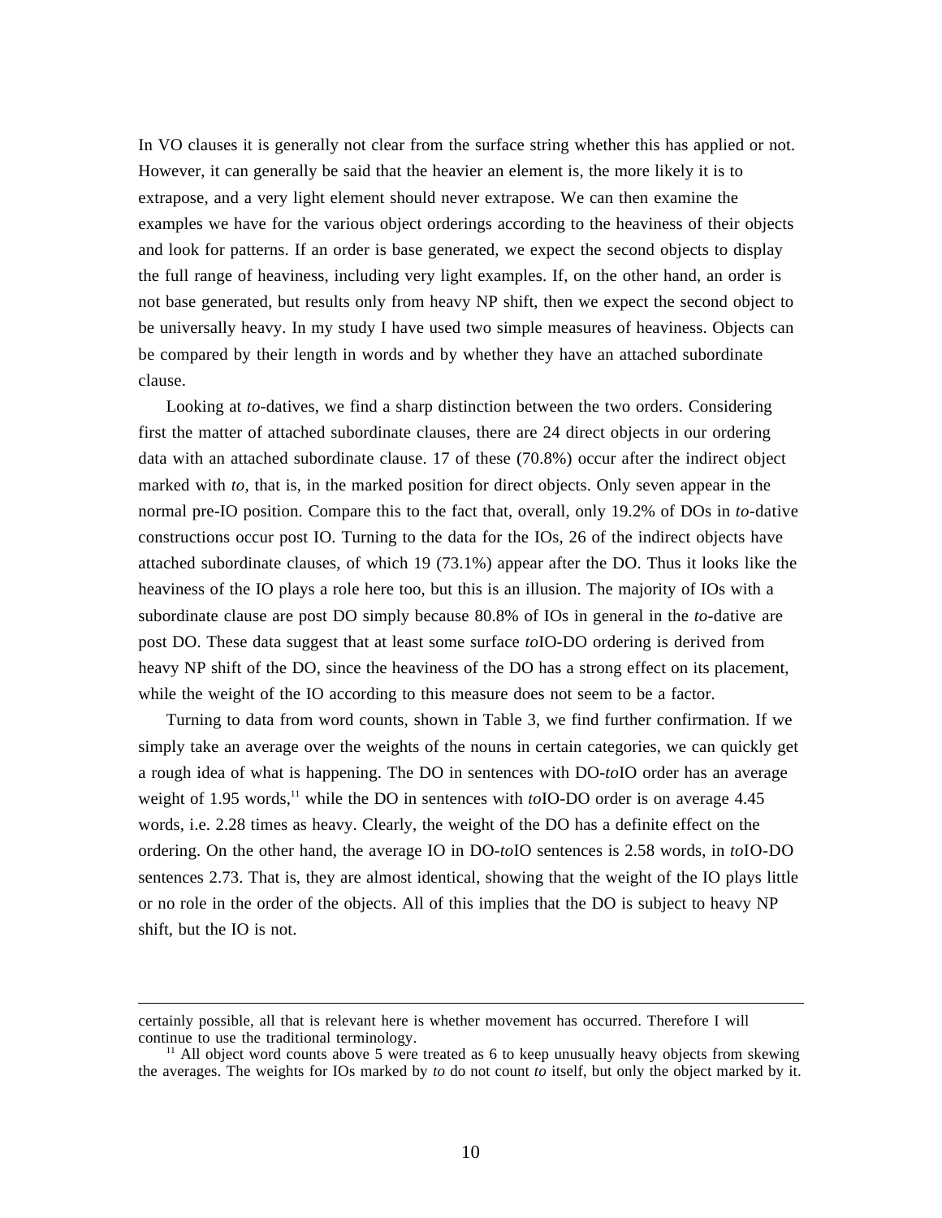In VO clauses it is generally not clear from the surface string whether this has applied or not. However, it can generally be said that the heavier an element is, the more likely it is to extrapose, and a very light element should never extrapose. We can then examine the examples we have for the various object orderings according to the heaviness of their objects and look for patterns. If an order is base generated, we expect the second objects to display the full range of heaviness, including very light examples. If, on the other hand, an order is not base generated, but results only from heavy NP shift, then we expect the second object to be universally heavy. In my study I have used two simple measures of heaviness. Objects can be compared by their length in words and by whether they have an attached subordinate clause.

Looking at *to*-datives, we find a sharp distinction between the two orders. Considering first the matter of attached subordinate clauses, there are 24 direct objects in our ordering data with an attached subordinate clause. 17 of these (70.8%) occur after the indirect object marked with *to*, that is, in the marked position for direct objects. Only seven appear in the normal pre-IO position. Compare this to the fact that, overall, only 19.2% of DOs in *to*-dative constructions occur post IO. Turning to the data for the IOs, 26 of the indirect objects have attached subordinate clauses, of which 19 (73.1%) appear after the DO. Thus it looks like the heaviness of the IO plays a role here too, but this is an illusion. The majority of IOs with a subordinate clause are post DO simply because 80.8% of IOs in general in the *to*-dative are post DO. These data suggest that at least some surface *to*IO-DO ordering is derived from heavy NP shift of the DO, since the heaviness of the DO has a strong effect on its placement, while the weight of the IO according to this measure does not seem to be a factor.

Turning to data from word counts, shown in Table 3, we find further confirmation. If we simply take an average over the weights of the nouns in certain categories, we can quickly get a rough idea of what is happening. The DO in sentences with DO-*to*IO order has an average weight of 1.95 words,[11] while the DO in sentences with *to*IO-DO order is on average 4.45 words, i.e. 2.28 times as heavy. Clearly, the weight of the DO has a definite effect on the ordering. On the other hand, the average IO in DO-*to*IO sentences is 2.58 words, in *to*IO-DO sentences 2.73. That is, they are almost identical, showing that the weight of the IO plays little or no role in the order of the objects. All of this implies that the DO is subject to heavy NP shift, but the IO is not.

---

certainly possible, all that is relevant here is whether movement has occurred. Therefore I will continue to use the traditional terminology.

[11] All object word counts above 5 were treated as 6 to keep unusually heavy objects from skewing the averages. The weights for IOs marked by *to* do not count *to* itself, but only the object marked by it.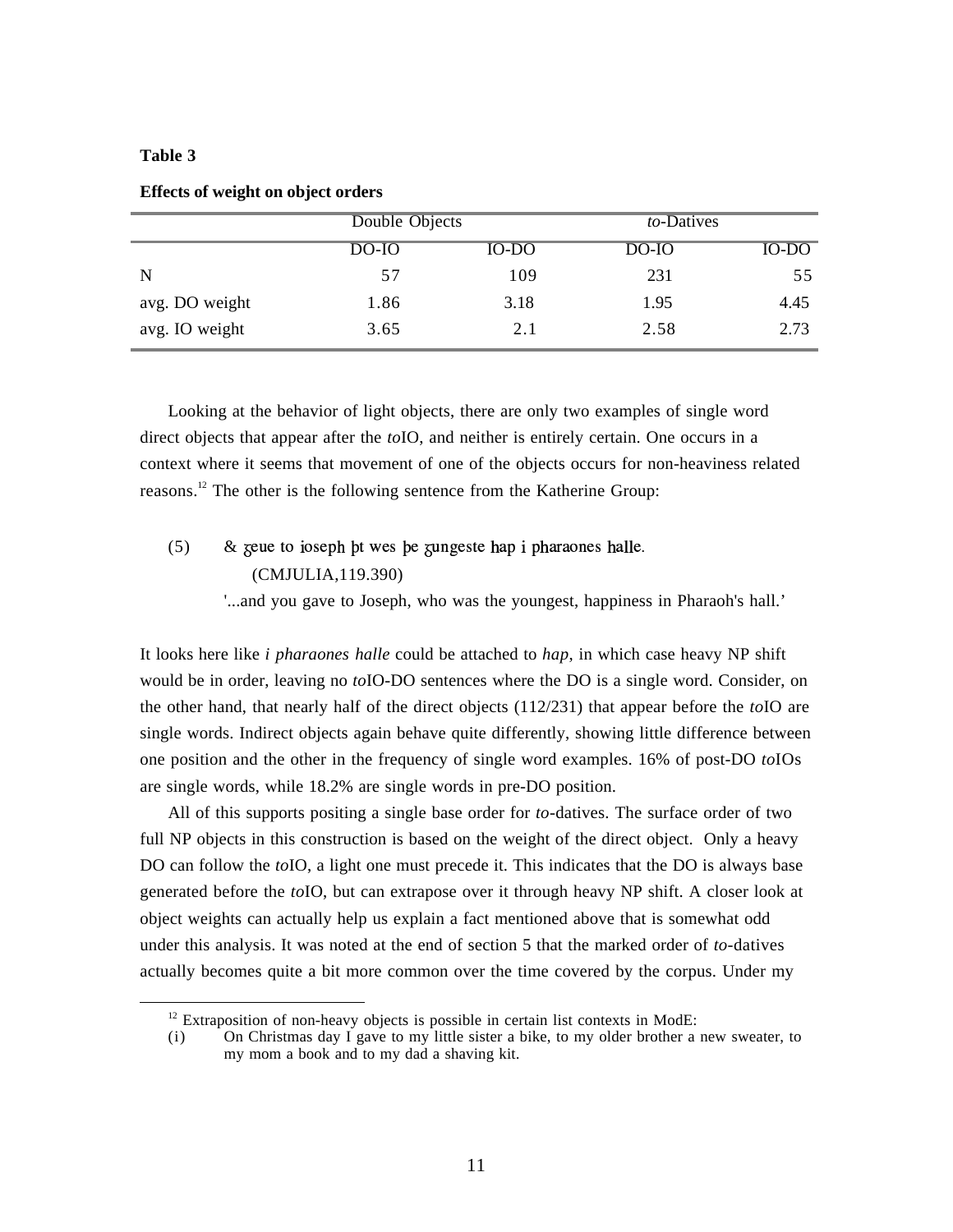**Table 3**

**Effects of weight on object orders**

| | Double Objects | | *to*-Datives | |
|---|---|---|---|---|
| | DO-IO | IO-DO | DO-IO | IO-DO |
| N | 57 | 109 | 231 | 55 |
| avg. DO weight | 1.86 | 3.18 | 1.95 | 4.45 |
| avg. IO weight | 3.65 | 2.1 | 2.58 | 2.73 |

Looking at the behavior of light objects, there are only two examples of single word direct objects that appear after the *to*IO, and neither is entirely certain. One occurs in a context where it seems that movement of one of the objects occurs for non-heaviness related reasons.[12] The other is the following sentence from the Katherine Group:

(5) & ȝeue to ioseph þt wes þe ȝungeste hap i pharaones halle.
(CMJULIA,119.390)
'...and you gave to Joseph, who was the youngest, happiness in Pharaoh's hall.'

It looks here like *i pharaones halle* could be attached to *hap*, in which case heavy NP shift would be in order, leaving no *to*IO-DO sentences where the DO is a single word. Consider, on the other hand, that nearly half of the direct objects (112/231) that appear before the *to*IO are single words. Indirect objects again behave quite differently, showing little difference between one position and the other in the frequency of single word examples. 16% of post-DO *to*IOs are single words, while 18.2% are single words in pre-DO position.

All of this supports positing a single base order for *to*-datives. The surface order of two full NP objects in this construction is based on the weight of the direct object. Only a heavy DO can follow the *to*IO, a light one must precede it. This indicates that the DO is always base generated before the *to*IO, but can extrapose over it through heavy NP shift. A closer look at object weights can actually help us explain a fact mentioned above that is somewhat odd under this analysis. It was noted at the end of section 5 that the marked order of *to*-datives actually becomes quite a bit more common over the time covered by the corpus. Under my

[12] Extraposition of non-heavy objects is possible in certain list contexts in ModE:
(i) On Christmas day I gave to my little sister a bike, to my older brother a new sweater, to my mom a book and to my dad a shaving kit.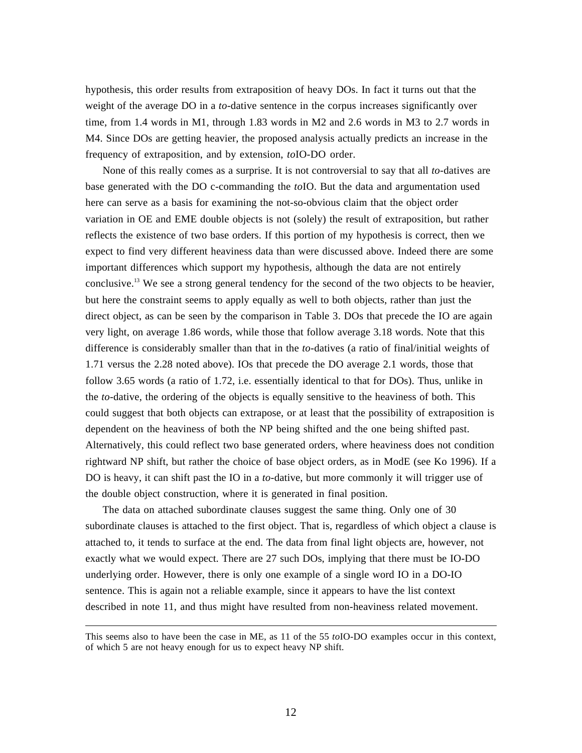hypothesis, this order results from extraposition of heavy DOs. In fact it turns out that the weight of the average DO in a *to*-dative sentence in the corpus increases significantly over time, from 1.4 words in M1, through 1.83 words in M2 and 2.6 words in M3 to 2.7 words in M4. Since DOs are getting heavier, the proposed analysis actually predicts an increase in the frequency of extraposition, and by extension, *to*IO-DO order.

None of this really comes as a surprise. It is not controversial to say that all *to*-datives are base generated with the DO c-commanding the *to*IO. But the data and argumentation used here can serve as a basis for examining the not-so-obvious claim that the object order variation in OE and EME double objects is not (solely) the result of extraposition, but rather reflects the existence of two base orders. If this portion of my hypothesis is correct, then we expect to find very different heaviness data than were discussed above. Indeed there are some important differences which support my hypothesis, although the data are not entirely conclusive.[13] We see a strong general tendency for the second of the two objects to be heavier, but here the constraint seems to apply equally as well to both objects, rather than just the direct object, as can be seen by the comparison in Table 3. DOs that precede the IO are again very light, on average 1.86 words, while those that follow average 3.18 words. Note that this difference is considerably smaller than that in the *to*-datives (a ratio of final/initial weights of 1.71 versus the 2.28 noted above). IOs that precede the DO average 2.1 words, those that follow 3.65 words (a ratio of 1.72, i.e. essentially identical to that for DOs). Thus, unlike in the *to*-dative, the ordering of the objects is equally sensitive to the heaviness of both. This could suggest that both objects can extrapose, or at least that the possibility of extraposition is dependent on the heaviness of both the NP being shifted and the one being shifted past. Alternatively, this could reflect two base generated orders, where heaviness does not condition rightward NP shift, but rather the choice of base object orders, as in ModE (see Ko 1996). If a DO is heavy, it can shift past the IO in a *to*-dative, but more commonly it will trigger use of the double object construction, where it is generated in final position.

The data on attached subordinate clauses suggest the same thing. Only one of 30 subordinate clauses is attached to the first object. That is, regardless of which object a clause is attached to, it tends to surface at the end. The data from final light objects are, however, not exactly what we would expect. There are 27 such DOs, implying that there must be IO-DO underlying order. However, there is only one example of a single word IO in a DO-IO sentence. This is again not a reliable example, since it appears to have the list context described in note 11, and thus might have resulted from non-heaviness related movement.

---

This seems also to have been the case in ME, as 11 of the 55 *to*IO-DO examples occur in this context, of which 5 are not heavy enough for us to expect heavy NP shift.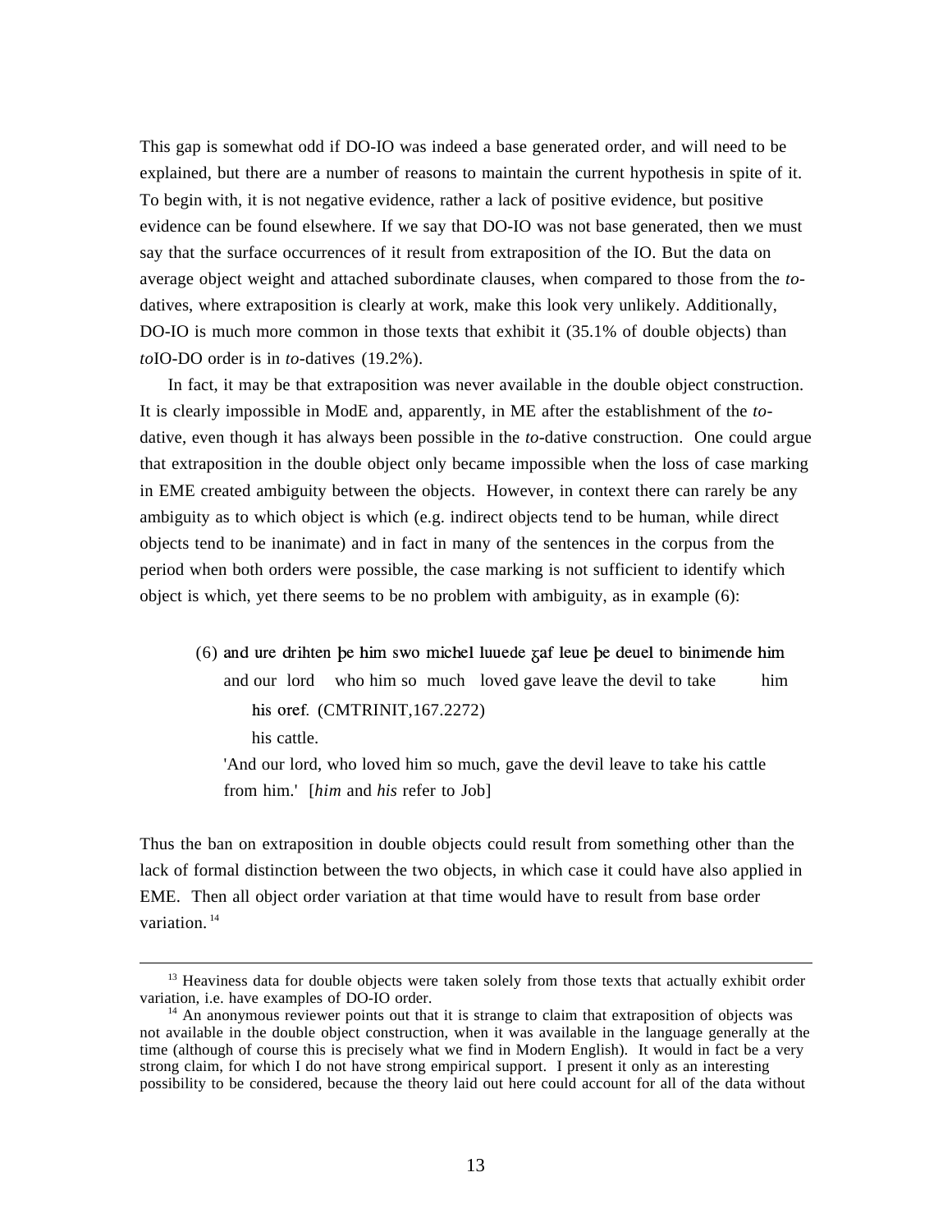This gap is somewhat odd if DO-IO was indeed a base generated order, and will need to be explained, but there are a number of reasons to maintain the current hypothesis in spite of it. To begin with, it is not negative evidence, rather a lack of positive evidence, but positive evidence can be found elsewhere. If we say that DO-IO was not base generated, then we must say that the surface occurrences of it result from extraposition of the IO. But the data on average object weight and attached subordinate clauses, when compared to those from the *to*-datives, where extraposition is clearly at work, make this look very unlikely. Additionally, DO-IO is much more common in those texts that exhibit it (35.1% of double objects) than *to*IO-DO order is in *to*-datives (19.2%).

In fact, it may be that extraposition was never available in the double object construction. It is clearly impossible in ModE and, apparently, in ME after the establishment of the *to*-dative, even though it has always been possible in the *to*-dative construction. One could argue that extraposition in the double object only became impossible when the loss of case marking in EME created ambiguity between the objects. However, in context there can rarely be any ambiguity as to which object is which (e.g. indirect objects tend to be human, while direct objects tend to be inanimate) and in fact in many of the sentences in the corpus from the period when both orders were possible, the case marking is not sufficient to identify which object is which, yet there seems to be no problem with ambiguity, as in example (6):

(6) and ure drihten þe him swo michel luuede ʒaf leue þe deuel to binimende him
    and our lord who him so much loved gave leave the devil to take him
    his oref. (CMTRINIT,167.2272)
    his cattle.
    'And our lord, who loved him so much, gave the devil leave to take his cattle from him.' [*him* and *his* refer to Job]

Thus the ban on extraposition in double objects could result from something other than the lack of formal distinction between the two objects, in which case it could have also applied in EME. Then all object order variation at that time would have to result from base order variation.[14]

---

[13] Heaviness data for double objects were taken solely from those texts that actually exhibit order variation, i.e. have examples of DO-IO order.

[14] An anonymous reviewer points out that it is strange to claim that extraposition of objects was not available in the double object construction, when it was available in the language generally at the time (although of course this is precisely what we find in Modern English). It would in fact be a very strong claim, for which I do not have strong empirical support. I present it only as an interesting possibility to be considered, because the theory laid out here could account for all of the data without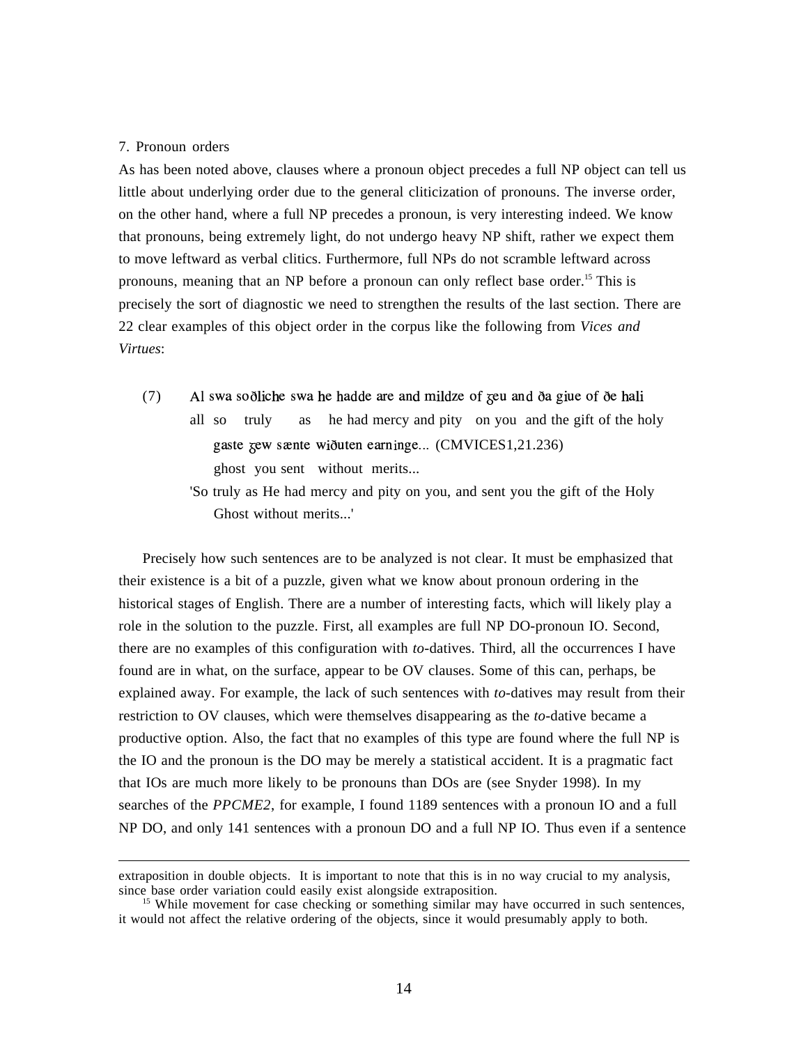## 7. Pronoun orders

As has been noted above, clauses where a pronoun object precedes a full NP object can tell us little about underlying order due to the general cliticization of pronouns. The inverse order, on the other hand, where a full NP precedes a pronoun, is very interesting indeed. We know that pronouns, being extremely light, do not undergo heavy NP shift, rather we expect them to move leftward as verbal clitics. Furthermore, full NPs do not scramble leftward across pronouns, meaning that an NP before a pronoun can only reflect base order.[15] This is precisely the sort of diagnostic we need to strengthen the results of the last section. There are 22 clear examples of this object order in the corpus like the following from *Vices and Virtues*:

(7) Al swa soðliche swa he hadde are and mildze of ȝeu and ða giue of ðe hali
all so truly as he had mercy and pity on you and the gift of the holy
gaste ȝew sænte wiðuten earninge... (CMVICES1,21.236)
ghost you sent without merits...
'So truly as He had mercy and pity on you, and sent you the gift of the Holy Ghost without merits...'

Precisely how such sentences are to be analyzed is not clear. It must be emphasized that their existence is a bit of a puzzle, given what we know about pronoun ordering in the historical stages of English. There are a number of interesting facts, which will likely play a role in the solution to the puzzle. First, all examples are full NP DO-pronoun IO. Second, there are no examples of this configuration with *to*-datives. Third, all the occurrences I have found are in what, on the surface, appear to be OV clauses. Some of this can, perhaps, be explained away. For example, the lack of such sentences with *to*-datives may result from their restriction to OV clauses, which were themselves disappearing as the *to*-dative became a productive option. Also, the fact that no examples of this type are found where the full NP is the IO and the pronoun is the DO may be merely a statistical accident. It is a pragmatic fact that IOs are much more likely to be pronouns than DOs are (see Snyder 1998). In my searches of the *PPCME2*, for example, I found 1189 sentences with a pronoun IO and a full NP DO, and only 141 sentences with a pronoun DO and a full NP IO. Thus even if a sentence

---

extraposition in double objects. It is important to note that this is in no way crucial to my analysis, since base order variation could easily exist alongside extraposition.

[15] While movement for case checking or something similar may have occurred in such sentences, it would not affect the relative ordering of the objects, since it would presumably apply to both.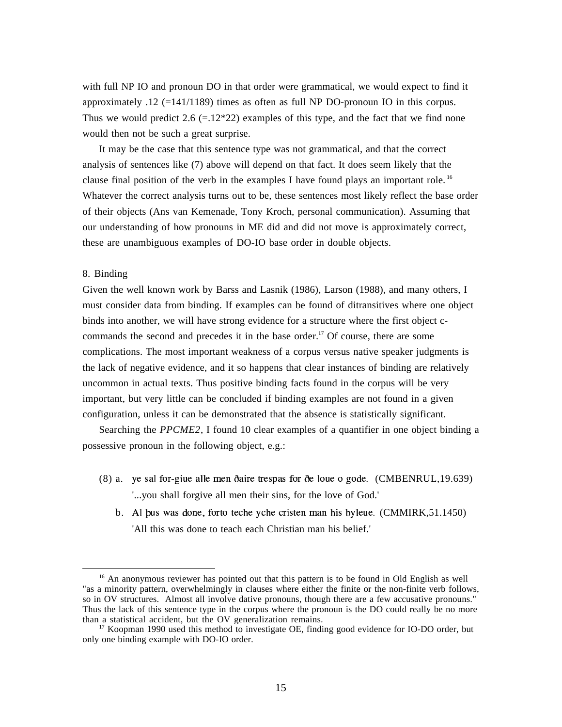with full NP IO and pronoun DO in that order were grammatical, we would expect to find it approximately .12 (=141/1189) times as often as full NP DO-pronoun IO in this corpus. Thus we would predict 2.6 (=.12*22) examples of this type, and the fact that we find none would then not be such a great surprise.

It may be the case that this sentence type was not grammatical, and that the correct analysis of sentences like (7) above will depend on that fact. It does seem likely that the clause final position of the verb in the examples I have found plays an important role.[16] Whatever the correct analysis turns out to be, these sentences most likely reflect the base order of their objects (Ans van Kemenade, Tony Kroch, personal communication). Assuming that our understanding of how pronouns in ME did and did not move is approximately correct, these are unambiguous examples of DO-IO base order in double objects.

## 8. Binding

Given the well known work by Barss and Lasnik (1986), Larson (1988), and many others, I must consider data from binding. If examples can be found of ditransitives where one object binds into another, we will have strong evidence for a structure where the first object c-commands the second and precedes it in the base order.[17] Of course, there are some complications. The most important weakness of a corpus versus native speaker judgments is the lack of negative evidence, and it so happens that clear instances of binding are relatively uncommon in actual texts. Thus positive binding facts found in the corpus will be very important, but very little can be concluded if binding examples are not found in a given configuration, unless it can be demonstrated that the absence is statistically significant.

Searching the *PPCME2*, I found 10 clear examples of a quantifier in one object binding a possessive pronoun in the following object, e.g.:

(8) a. ye sal for-giue alle men ðaire trespas for ðe loue o gode. (CMBENRUL,19.639)
'...you shall forgive all men their sins, for the love of God.'

b. Al þus was done, forto teche yche cristen man his byleue. (CMMIRK,51.1450)
'All this was done to teach each Christian man his belief.'

---

[16] An anonymous reviewer has pointed out that this pattern is to be found in Old English as well "as a minority pattern, overwhelmingly in clauses where either the finite or the non-finite verb follows, so in OV structures. Almost all involve dative pronouns, though there are a few accusative pronouns." Thus the lack of this sentence type in the corpus where the pronoun is the DO could really be no more than a statistical accident, but the OV generalization remains.

[17] Koopman 1990 used this method to investigate OE, finding good evidence for IO-DO order, but only one binding example with DO-IO order.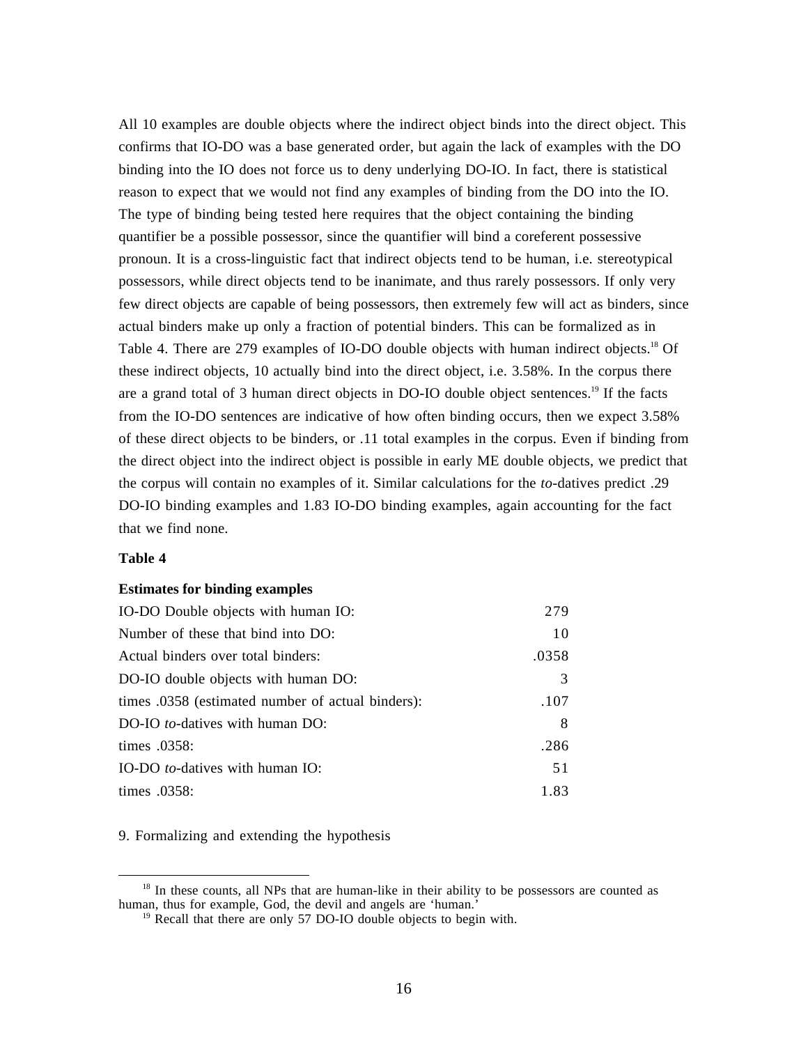All 10 examples are double objects where the indirect object binds into the direct object. This confirms that IO-DO was a base generated order, but again the lack of examples with the DO binding into the IO does not force us to deny underlying DO-IO. In fact, there is statistical reason to expect that we would not find any examples of binding from the DO into the IO. The type of binding being tested here requires that the object containing the binding quantifier be a possible possessor, since the quantifier will bind a coreferent possessive pronoun. It is a cross-linguistic fact that indirect objects tend to be human, i.e. stereotypical possessors, while direct objects tend to be inanimate, and thus rarely possessors. If only very few direct objects are capable of being possessors, then extremely few will act as binders, since actual binders make up only a fraction of potential binders. This can be formalized as in Table 4. There are 279 examples of IO-DO double objects with human indirect objects.[18] Of these indirect objects, 10 actually bind into the direct object, i.e. 3.58%. In the corpus there are a grand total of 3 human direct objects in DO-IO double object sentences.[19] If the facts from the IO-DO sentences are indicative of how often binding occurs, then we expect 3.58% of these direct objects to be binders, or .11 total examples in the corpus. Even if binding from the direct object into the indirect object is possible in early ME double objects, we predict that the corpus will contain no examples of it. Similar calculations for the *to*-datives predict .29 DO-IO binding examples and 1.83 IO-DO binding examples, again accounting for the fact that we find none.

**Table 4**

**Estimates for binding examples**

| | |
|---|---|
| IO-DO Double objects with human IO: | 279 |
| Number of these that bind into DO: | 10 |
| Actual binders over total binders: | .0358 |
| DO-IO double objects with human DO: | 3 |
| times .0358 (estimated number of actual binders): | .107 |
| DO-IO *to*-datives with human DO: | 8 |
| times .0358: | .286 |
| IO-DO *to*-datives with human IO: | 51 |
| times .0358: | 1.83 |

9. Formalizing and extending the hypothesis

[18] In these counts, all NPs that are human-like in their ability to be possessors are counted as human, thus for example, God, the devil and angels are 'human.'

[19] Recall that there are only 57 DO-IO double objects to begin with.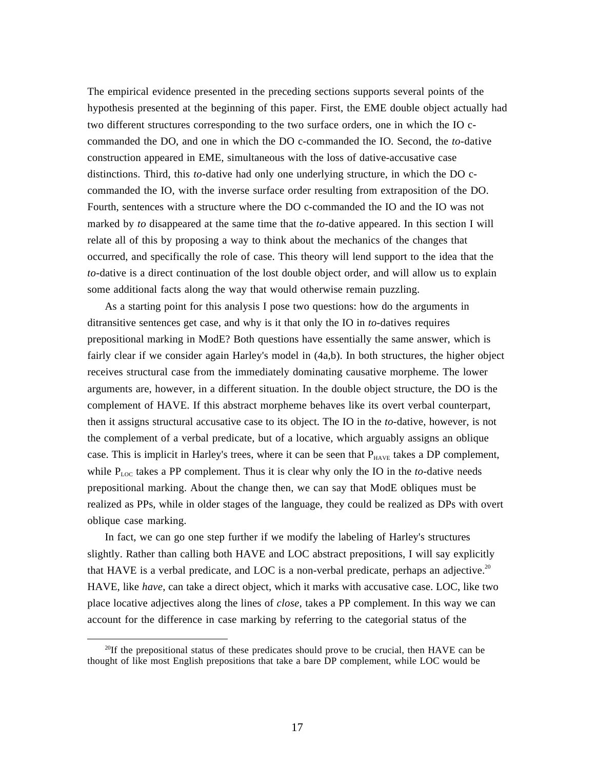The empirical evidence presented in the preceding sections supports several points of the hypothesis presented at the beginning of this paper. First, the EME double object actually had two different structures corresponding to the two surface orders, one in which the IO c-commanded the DO, and one in which the DO c-commanded the IO. Second, the *to*-dative construction appeared in EME, simultaneous with the loss of dative-accusative case distinctions. Third, this *to*-dative had only one underlying structure, in which the DO c-commanded the IO, with the inverse surface order resulting from extraposition of the DO. Fourth, sentences with a structure where the DO c-commanded the IO and the IO was not marked by *to* disappeared at the same time that the *to*-dative appeared. In this section I will relate all of this by proposing a way to think about the mechanics of the changes that occurred, and specifically the role of case. This theory will lend support to the idea that the *to*-dative is a direct continuation of the lost double object order, and will allow us to explain some additional facts along the way that would otherwise remain puzzling.

As a starting point for this analysis I pose two questions: how do the arguments in ditransitive sentences get case, and why is it that only the IO in *to*-datives requires prepositional marking in ModE? Both questions have essentially the same answer, which is fairly clear if we consider again Harley's model in (4a,b). In both structures, the higher object receives structural case from the immediately dominating causative morpheme. The lower arguments are, however, in a different situation. In the double object structure, the DO is the complement of HAVE. If this abstract morpheme behaves like its overt verbal counterpart, then it assigns structural accusative case to its object. The IO in the *to*-dative, however, is not the complement of a verbal predicate, but of a locative, which arguably assigns an oblique case. This is implicit in Harley's trees, where it can be seen that $P_{HAVE}$ takes a DP complement, while $P_{LOC}$ takes a PP complement. Thus it is clear why only the IO in the *to*-dative needs prepositional marking. About the change then, we can say that ModE obliques must be realized as PPs, while in older stages of the language, they could be realized as DPs with overt oblique case marking.

In fact, we can go one step further if we modify the labeling of Harley's structures slightly. Rather than calling both HAVE and LOC abstract prepositions, I will say explicitly that HAVE is a verbal predicate, and LOC is a non-verbal predicate, perhaps an adjective.[20] HAVE, like *have*, can take a direct object, which it marks with accusative case. LOC, like two place locative adjectives along the lines of *close*, takes a PP complement. In this way we can account for the difference in case marking by referring to the categorial status of the

[20]If the prepositional status of these predicates should prove to be crucial, then HAVE can be thought of like most English prepositions that take a bare DP complement, while LOC would be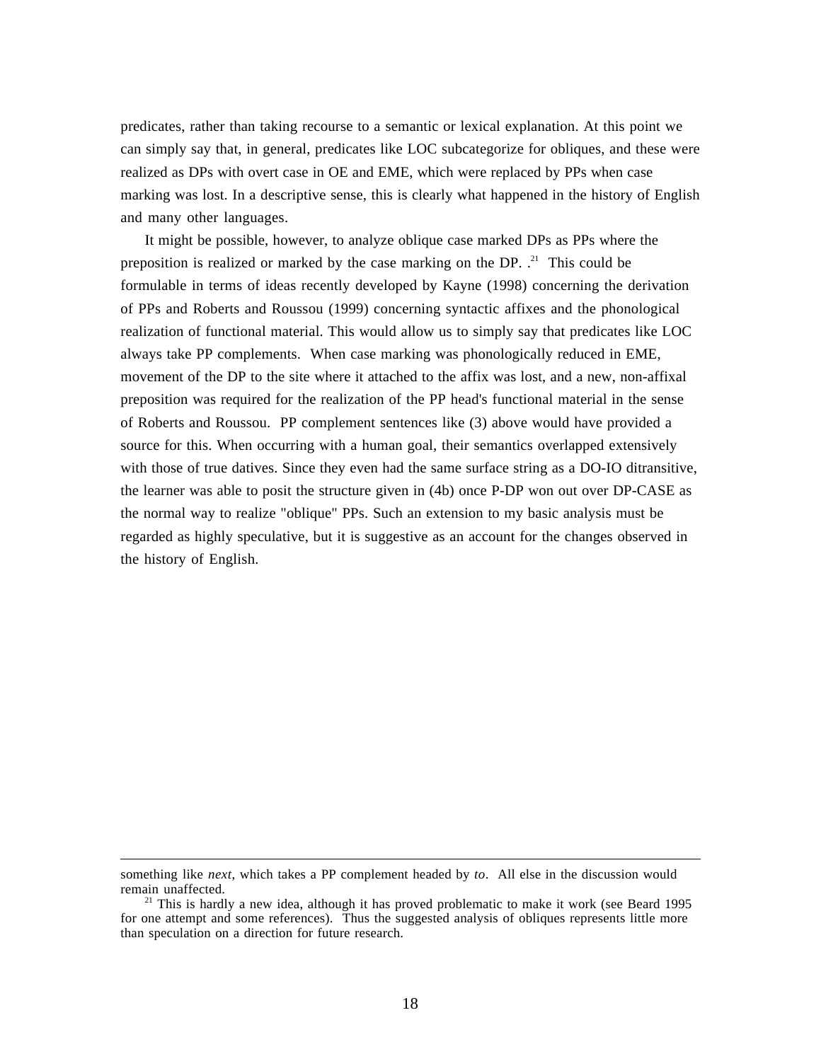predicates, rather than taking recourse to a semantic or lexical explanation. At this point we can simply say that, in general, predicates like LOC subcategorize for obliques, and these were realized as DPs with overt case in OE and EME, which were replaced by PPs when case marking was lost. In a descriptive sense, this is clearly what happened in the history of English and many other languages.

It might be possible, however, to analyze oblique case marked DPs as PPs where the preposition is realized or marked by the case marking on the DP. .[21] This could be formulable in terms of ideas recently developed by Kayne (1998) concerning the derivation of PPs and Roberts and Roussou (1999) concerning syntactic affixes and the phonological realization of functional material. This would allow us to simply say that predicates like LOC always take PP complements. When case marking was phonologically reduced in EME, movement of the DP to the site where it attached to the affix was lost, and a new, non-affixal preposition was required for the realization of the PP head's functional material in the sense of Roberts and Roussou. PP complement sentences like (3) above would have provided a source for this. When occurring with a human goal, their semantics overlapped extensively with those of true datives. Since they even had the same surface string as a DO-IO ditransitive, the learner was able to posit the structure given in (4b) once P-DP won out over DP-CASE as the normal way to realize "oblique" PPs. Such an extension to my basic analysis must be regarded as highly speculative, but it is suggestive as an account for the changes observed in the history of English.

---

something like *next*, which takes a PP complement headed by *to*. All else in the discussion would remain unaffected.

[21] This is hardly a new idea, although it has proved problematic to make it work (see Beard 1995 for one attempt and some references). Thus the suggested analysis of obliques represents little more than speculation on a direction for future research.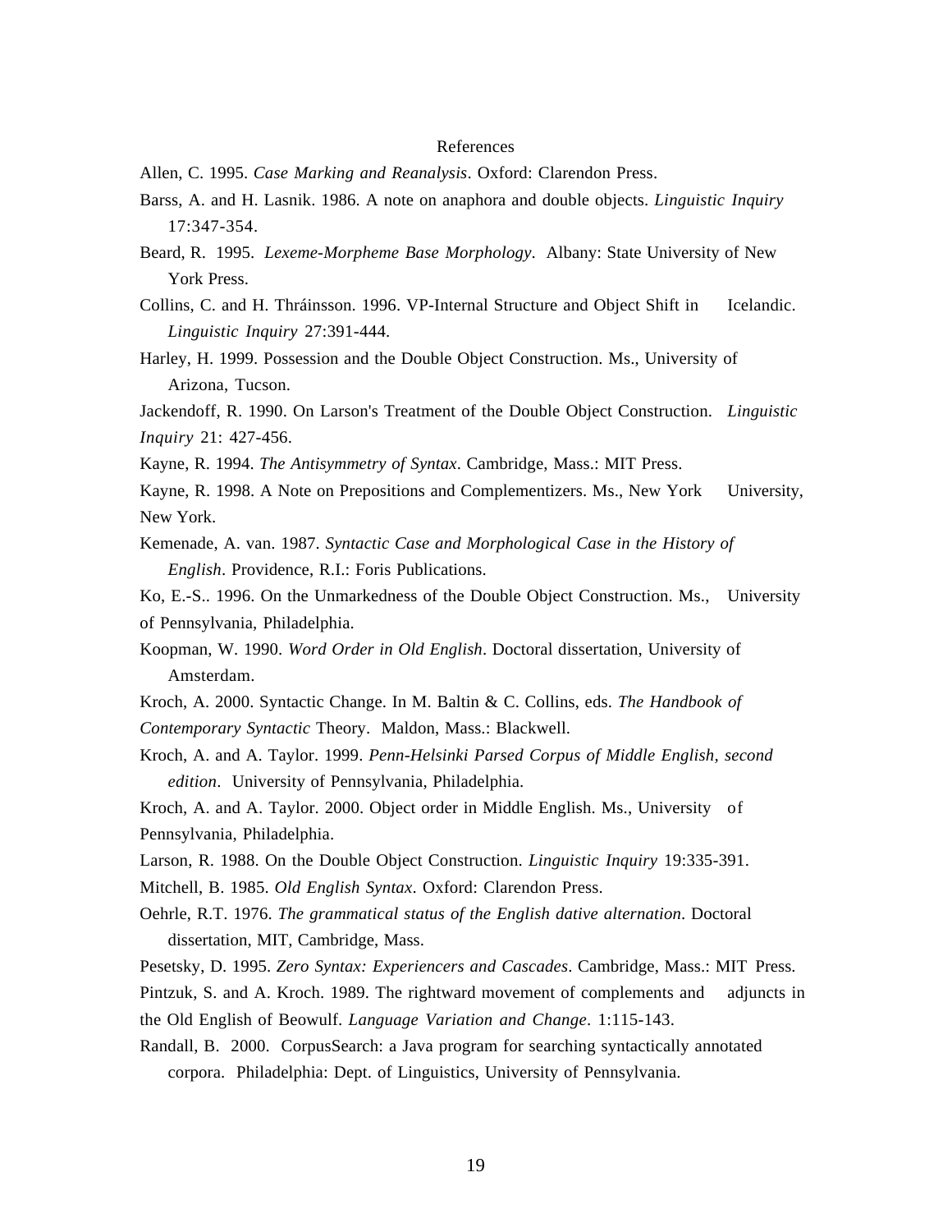# References

Allen, C. 1995. *Case Marking and Reanalysis*. Oxford: Clarendon Press.

Barss, A. and H. Lasnik. 1986. A note on anaphora and double objects. *Linguistic Inquiry* 17:347-354.

Beard, R. 1995. *Lexeme-Morpheme Base Morphology*. Albany: State University of New York Press.

Collins, C. and H. Thráinsson. 1996. VP-Internal Structure and Object Shift in Icelandic. *Linguistic Inquiry* 27:391-444.

Harley, H. 1999. Possession and the Double Object Construction. Ms., University of Arizona, Tucson.

Jackendoff, R. 1990. On Larson's Treatment of the Double Object Construction. *Linguistic Inquiry* 21: 427-456.

Kayne, R. 1994. *The Antisymmetry of Syntax*. Cambridge, Mass.: MIT Press.

Kayne, R. 1998. A Note on Prepositions and Complementizers. Ms., New York University, New York.

Kemenade, A. van. 1987. *Syntactic Case and Morphological Case in the History of English*. Providence, R.I.: Foris Publications.

Ko, E.-S.. 1996. On the Unmarkedness of the Double Object Construction. Ms., University of Pennsylvania, Philadelphia.

Koopman, W. 1990. *Word Order in Old English*. Doctoral dissertation, University of Amsterdam.

Kroch, A. 2000. Syntactic Change. In M. Baltin & C. Collins, eds. *The Handbook of Contemporary Syntactic* Theory. Maldon, Mass.: Blackwell.

Kroch, A. and A. Taylor. 1999. *Penn-Helsinki Parsed Corpus of Middle English, second edition*. University of Pennsylvania, Philadelphia.

Kroch, A. and A. Taylor. 2000. Object order in Middle English. Ms., University of Pennsylvania, Philadelphia.

Larson, R. 1988. On the Double Object Construction. *Linguistic Inquiry* 19:335-391.

Mitchell, B. 1985. *Old English Syntax*. Oxford: Clarendon Press.

Oehrle, R.T. 1976. *The grammatical status of the English dative alternation*. Doctoral dissertation, MIT, Cambridge, Mass.

Pesetsky, D. 1995. *Zero Syntax: Experiencers and Cascades*. Cambridge, Mass.: MIT Press.

Pintzuk, S. and A. Kroch. 1989. The rightward movement of complements and adjuncts in the Old English of Beowulf. *Language Variation and Change*. 1:115-143.

Randall, B. 2000. CorpusSearch: a Java program for searching syntactically annotated corpora. Philadelphia: Dept. of Linguistics, University of Pennsylvania.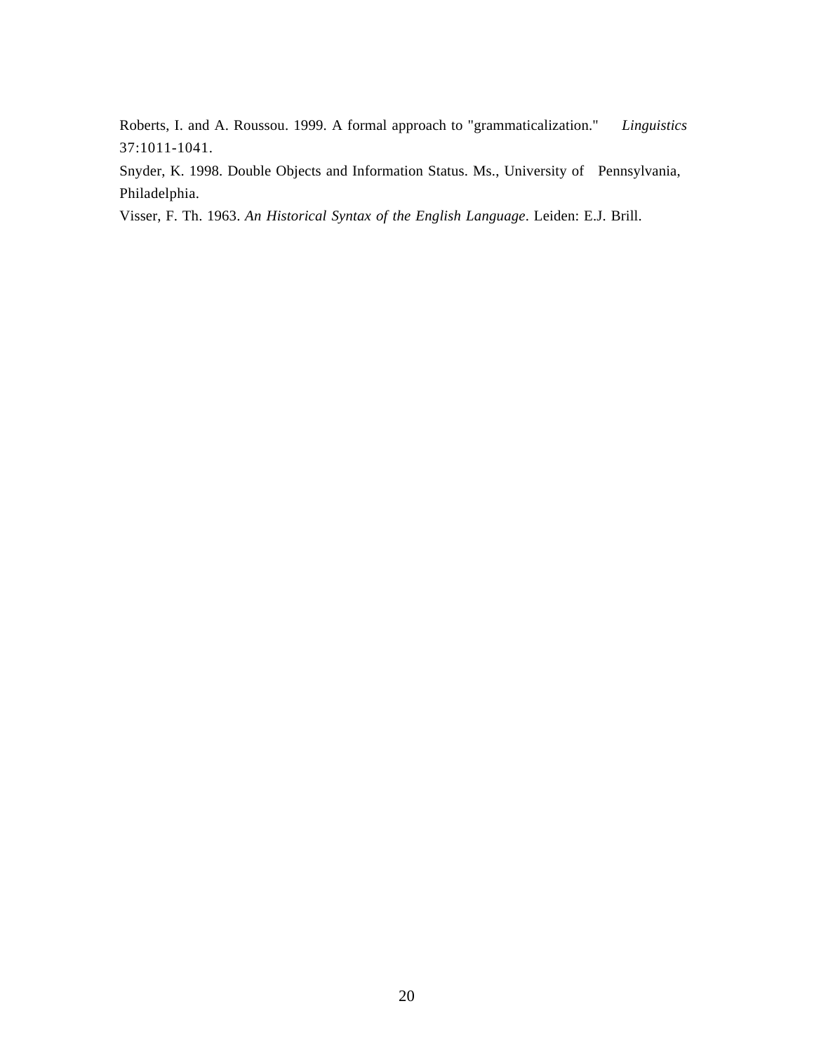Roberts, I. and A. Roussou. 1999. A formal approach to "grammaticalization." *Linguistics* 37:1011-1041.

Snyder, K. 1998. Double Objects and Information Status. Ms., University of Pennsylvania, Philadelphia.

Visser, F. Th. 1963. *An Historical Syntax of the English Language*. Leiden: E.J. Brill.